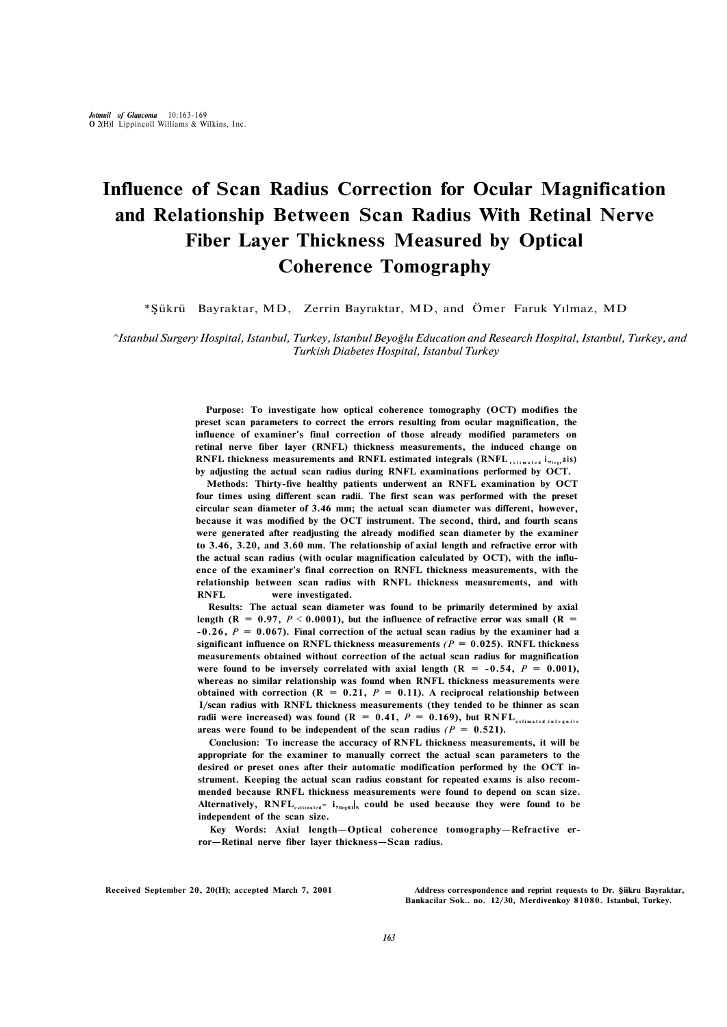# Influence of Scan Radius Correction for Ocular Magnification and Relationship Between Scan Radius With Retinal Nerve Fiber Layer Thickness Measured by Optical Coherence Tomography

*Şükrü Bayraktar, MD, Zerrin Bayraktar, MD, and Ömer Faruk Yılmaz, MD

^Istanbul Surgery Hospital, Istanbul, Turkey, lstanbul Beyoğlu Education and Research Hospital, Istanbul, Turkey, and Turkish Diabetes Hospital, Istanbul Turkey

**Purpose: To investigate how optical coherence tomography (OCT) modifies the preset scan parameters to correct the errors resulting from ocular magnification, the influence of examiner's final correction of those already modified parameters on retinal nerve fiber layer (RNFL) thickness measurements, the induced change on RNFL thickness measurements and RNFL estimated integrals ($RNFL_{estimated\ integrals}$) by adjusting the actual scan radius during RNFL examinations performed by OCT.**

**Methods: Thirty-five healthy patients underwent an RNFL examination by OCT four times using different scan radii. The first scan was performed with the preset circular scan diameter of 3.46 mm; the actual scan diameter was different, however, because it was modified by the OCT instrument. The second, third, and fourth scans were generated after readjusting the already modified scan diameter by the examiner to 3.46, 3.20, and 3.60 mm. The relationship of axial length and refractive error with the actual scan radius (with ocular magnification calculated by OCT), with the influence of the examiner's final correction on RNFL thickness measurements, with the relationship between scan radius with RNFL thickness measurements, and with RNFL were investigated.**

**Results: The actual scan diameter was found to be primarily determined by axial length (R = 0.97, *P* < 0.0001), but the influence of refractive error was small (R = -0.26, *P* = 0.067). Final correction of the actual scan radius by the examiner had a significant influence on RNFL thickness measurements *(P* = 0.025). RNFL thickness measurements obtained without correction of the actual scan radius for magnification were found to be inversely correlated with axial length (R = -0.54, *P* = 0.001), whereas no similar relationship was found when RNFL thickness measurements were obtained with correction (R = 0.21, *P* = 0.11). A reciprocal relationship between I/scan radius with RNFL thickness measurements (they tended to be thinner as scan radii were increased) was found (R = 0.41, *P* = 0.169), but $RNFL_{estimated\ integrals}$ areas were found to be independent of the scan radius *(P* = 0.521).**

**Conclusion: To increase the accuracy of RNFL thickness measurements, it will be appropriate for the examiner to manually correct the actual scan parameters to the desired or preset ones after their automatic modification performed by the OCT instrument. Keeping the actual scan radius constant for repeated exams is also recommended because RNFL thickness measurements were found to depend on scan size. Alternatively, $RNFL_{estimated\ integrals}$ could be used because they were found to be independent of the scan size.**

**Key Words: Axial length—Optical coherence tomography—Refractive error—Retinal nerve fiber layer thickness—Scan radius.**

Received September 20, 20(H); accepted March 7, 2001

Address correspondence and reprint requests to Dr. Şükru Bayraktar, Bankacilar Sok.. no. 12/30, Merdivenkoy 81080. Istanbul, Turkey.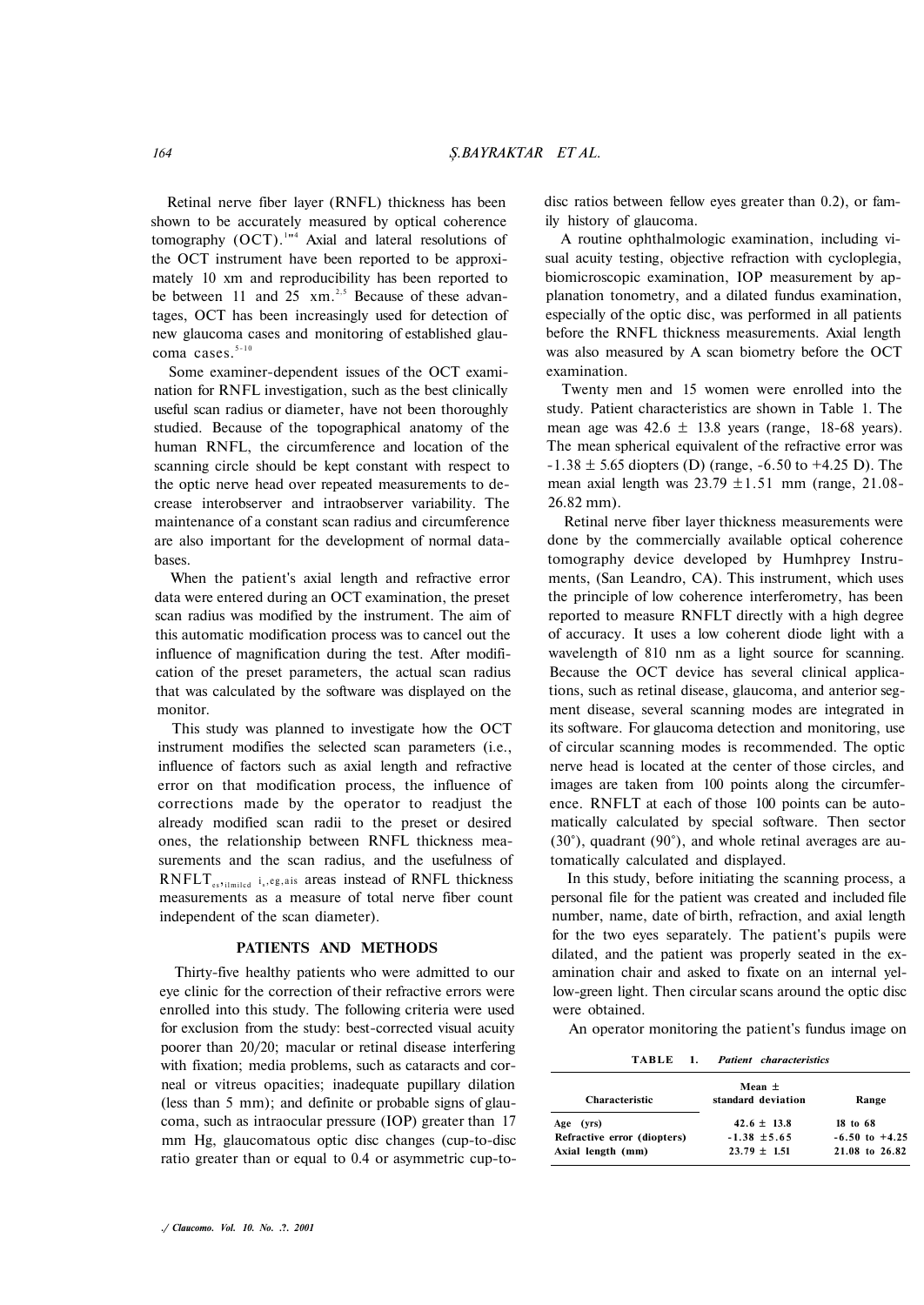Retinal nerve fiber layer (RNFL) thickness has been shown to be accurately measured by optical coherence tomography (OCT).[1-4] Axial and lateral resolutions of the OCT instrument have been reported to be approximately 10 xm and reproducibility has been reported to be between 11 and 25 xm.[2,5] Because of these advantages, OCT has been increasingly used for detection of new glaucoma cases and monitoring of established glaucoma cases.[5-10]

Some examiner-dependent issues of the OCT examination for RNFL investigation, such as the best clinically useful scan radius or diameter, have not been thoroughly studied. Because of the topographical anatomy of the human RNFL, the circumference and location of the scanning circle should be kept constant with respect to the optic nerve head over repeated measurements to decrease interobserver and intraobserver variability. The maintenance of a constant scan radius and circumference are also important for the development of normal databases.

When the patient's axial length and refractive error data were entered during an OCT examination, the preset scan radius was modified by the instrument. The aim of this automatic modification process was to cancel out the influence of magnification during the test. After modification of the preset parameters, the actual scan radius that was calculated by the software was displayed on the monitor.

This study was planned to investigate how the OCT instrument modifies the selected scan parameters (i.e., influence of factors such as axial length and refractive error on that modification process, the influence of corrections made by the operator to readjust the already modified scan radii to the preset or desired ones, the relationship between RNFL thickness measurements and the scan radius, and the usefulness of $RNFLT_{es,ilmiled}$ i,,eg,ais areas instead of RNFL thickness measurements as a measure of total nerve fiber count independent of the scan diameter).

## PATIENTS AND METHODS

Thirty-five healthy patients who were admitted to our eye clinic for the correction of their refractive errors were enrolled into this study. The following criteria were used for exclusion from the study: best-corrected visual acuity poorer than 20/20; macular or retinal disease interfering with fixation; media problems, such as cataracts and corneal or vitreus opacities; inadequate pupillary dilation (less than 5 mm); and definite or probable signs of glaucoma, such as intraocular pressure (IOP) greater than 17 mm Hg, glaucomatous optic disc changes (cup-to-disc ratio greater than or equal to 0.4 or asymmetric cup-to-disc ratios between fellow eyes greater than 0.2), or family history of glaucoma.

A routine ophthalmologic examination, including visual acuity testing, objective refraction with cycloplegia, biomicroscopic examination, IOP measurement by applanation tonometry, and a dilated fundus examination, especially of the optic disc, was performed in all patients before the RNFL thickness measurements. Axial length was also measured by A scan biometry before the OCT examination.

Twenty men and 15 women were enrolled into the study. Patient characteristics are shown in Table 1. The mean age was 42.6 ± 13.8 years (range, 18-68 years). The mean spherical equivalent of the refractive error was -1.38 ± 5.65 diopters (D) (range, -6.50 to +4.25 D). The mean axial length was 23.79 ±1.51 mm (range, 21.08-26.82 mm).

Retinal nerve fiber layer thickness measurements were done by the commercially available optical coherence tomography device developed by Humhprey Instruments, (San Leandro, CA). This instrument, which uses the principle of low coherence interferometry, has been reported to measure RNFLT directly with a high degree of accuracy. It uses a low coherent diode light with a wavelength of 810 nm as a light source for scanning. Because the OCT device has several clinical applications, such as retinal disease, glaucoma, and anterior segment disease, several scanning modes are integrated in its software. For glaucoma detection and monitoring, use of circular scanning modes is recommended. The optic nerve head is located at the center of those circles, and images are taken from 100 points along the circumference. RNFLT at each of those 100 points can be automatically calculated by special software. Then sector (30°), quadrant (90°), and whole retinal averages are automatically calculated and displayed.

In this study, before initiating the scanning process, a personal file for the patient was created and included file number, name, date of birth, refraction, and axial length for the two eyes separately. The patient's pupils were dilated, and the patient was properly seated in the examination chair and asked to fixate on an internal yellow-green light. Then circular scans around the optic disc were obtained.

An operator monitoring the patient's fundus image on

**TABLE 1.** *Patient characteristics*

| Characteristic | Mean ± standard deviation | Range |
|---|---|---|
| Age (yrs) | 42.6 ± 13.8 | 18 to 68 |
| Refractive error (diopters) | -1.38 ±5.65 | -6.50 to +4.25 |
| Axial length (mm) | 23.79 ± 1.51 | 21.08 to 26.82 |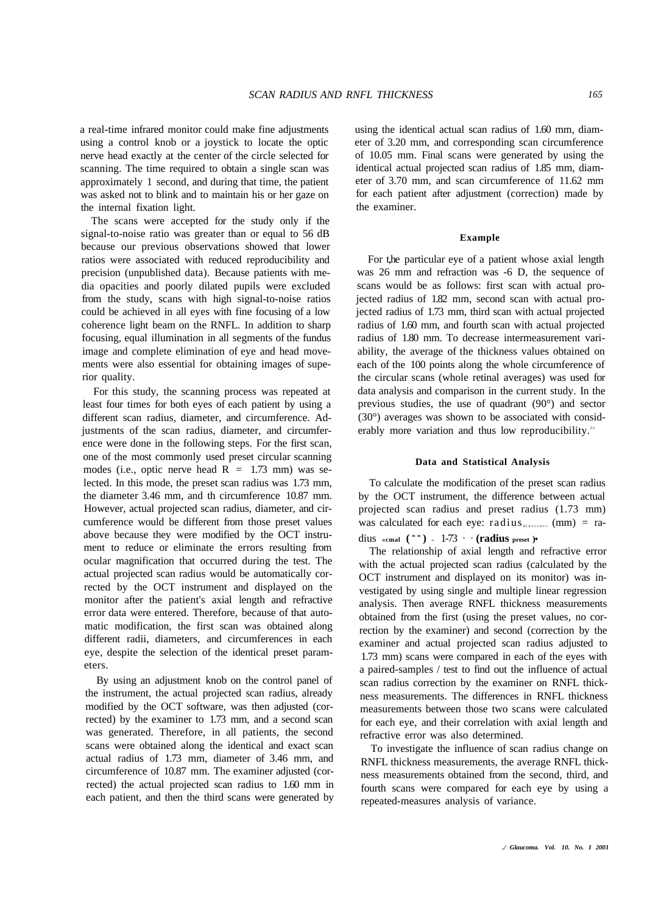a real-time infrared monitor could make fine adjustments using a control knob or a joystick to locate the optic nerve head exactly at the center of the circle selected for scanning. The time required to obtain a single scan was approximately 1 second, and during that time, the patient was asked not to blink and to maintain his or her gaze on the internal fixation light.

The scans were accepted for the study only if the signal-to-noise ratio was greater than or equal to 56 dB because our previous observations showed that lower ratios were associated with reduced reproducibility and precision (unpublished data). Because patients with media opacities and poorly dilated pupils were excluded from the study, scans with high signal-to-noise ratios could be achieved in all eyes with fine focusing of a low coherence light beam on the RNFL. In addition to sharp focusing, equal illumination in all segments of the fundus image and complete elimination of eye and head movements were also essential for obtaining images of superior quality.

For this study, the scanning process was repeated at least four times for both eyes of each patient by using a different scan radius, diameter, and circumference. Adjustments of the scan radius, diameter, and circumference were done in the following steps. For the first scan, one of the most commonly used preset circular scanning modes (i.e., optic nerve head R = 1.73 mm) was selected. In this mode, the preset scan radius was 1.73 mm, the diameter 3.46 mm, and th circumference 10.87 mm. However, actual projected scan radius, diameter, and circumference would be different from those preset values above because they were modified by the OCT instrument to reduce or eliminate the errors resulting from ocular magnification that occurred during the test. The actual projected scan radius would be automatically corrected by the OCT instrument and displayed on the monitor after the patient's axial length and refractive error data were entered. Therefore, because of that automatic modification, the first scan was obtained along different radii, diameters, and circumferences in each eye, despite the selection of the identical preset parameters.

By using an adjustment knob on the control panel of the instrument, the actual projected scan radius, already modified by the OCT software, was then adjusted (corrected) by the examiner to 1.73 mm, and a second scan was generated. Therefore, in all patients, the second scans were obtained along the identical and exact scan actual radius of 1.73 mm, diameter of 3.46 mm, and circumference of 10.87 mm. The examiner adjusted (corrected) the actual projected scan radius to 1.60 mm in each patient, and then the third scans were generated by using the identical actual scan radius of 1.60 mm, diameter of 3.20 mm, and corresponding scan circumference of 10.05 mm. Final scans were generated by using the identical actual projected scan radius of 1.85 mm, diameter of 3.70 mm, and scan circumference of 11.62 mm for each patient after adjustment (correction) made by the examiner.

### Example

For the particular eye of a patient whose axial length was 26 mm and refraction was -6 D, the sequence of scans would be as follows: first scan with actual projected radius of 1.82 mm, second scan with actual projected radius of 1.73 mm, third scan with actual projected radius of 1.60 mm, and fourth scan with actual projected radius of 1.80 mm. To decrease intermeasurement variability, the average of the thickness values obtained on each of the 100 points along the whole circumference of the circular scans (whole retinal averages) was used for data analysis and comparison in the current study. In the previous studies, the use of quadrant (90°) and sector (30°) averages was shown to be associated with considerably more variation and thus low reproducibility.[2,5]

### Data and Statistical Analysis

To calculate the modification of the preset scan radius by the OCT instrument, the difference between actual projected scan radius and preset radius (1.73 mm) was calculated for each eye: $\text{radius}_{\text{difference}}$ (mm) = $\text{radius}_{\text{actual}}$ (mm) - 1.73 (**$\text{radius}_{\text{preset}}$**).

The relationship of axial length and refractive error with the actual projected scan radius (calculated by the OCT instrument and displayed on its monitor) was investigated by using single and multiple linear regression analysis. Then average RNFL thickness measurements obtained from the first (using the preset values, no correction by the examiner) and second (correction by the examiner and actual projected scan radius adjusted to 1.73 mm) scans were compared in each of the eyes with a paired-samples $t$ test to find out the influence of actual scan radius correction by the examiner on RNFL thickness measurements. The differences in RNFL thickness measurements between those two scans were calculated for each eye, and their correlation with axial length and refractive error was also determined.

To investigate the influence of scan radius change on RNFL thickness measurements, the average RNFL thickness measurements obtained from the second, third, and fourth scans were compared for each eye by using a repeated-measures analysis of variance.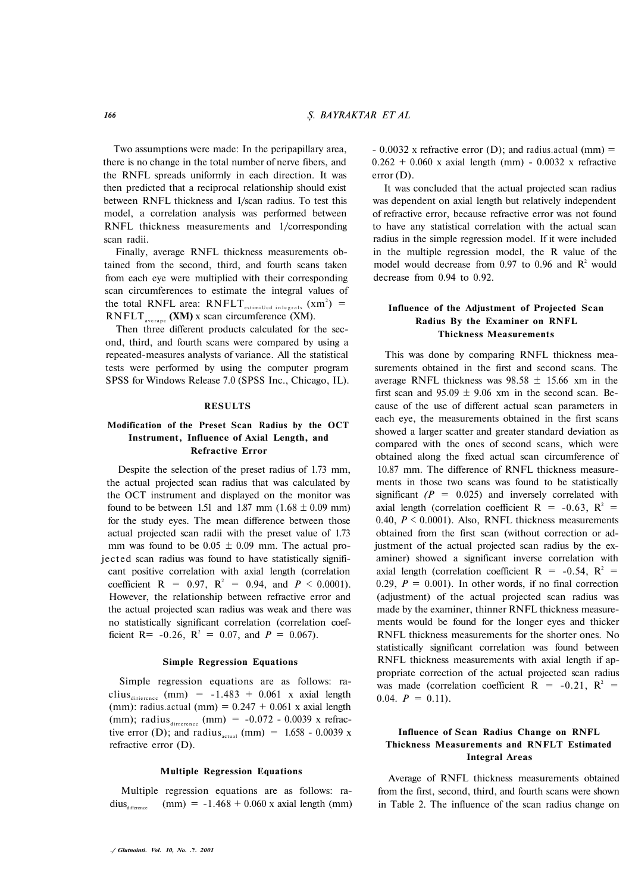Two assumptions were made: In the peripapillary area, there is no change in the total number of nerve fibers, and the RNFL spreads uniformly in each direction. It was then predicted that a reciprocal relationship should exist between RNFL thickness and I/scan radius. To test this model, a correlation analysis was performed between RNFL thickness measurements and 1/corresponding scan radii.

Finally, average RNFL thickness measurements obtained from the second, third, and fourth scans taken from each eye were multiplied with their corresponding scan circumferences to estimate the integral values of the total RNFL area: $RNFLT_{estimiUcd\ inlcgrals}$ ($xm^2$) = $RNFLT_{averapc}$ **(XM)** x scan circumference (XM).

Then three different products calculated for the second, third, and fourth scans were compared by using a repeated-measures analysts of variance. All the statistical tests were performed by using the computer program SPSS for Windows Release 7.0 (SPSS Inc., Chicago, IL).

## RESULTS

### Modification of the Preset Scan Radius by the OCT Instrument, Influence of Axial Length, and Refractive Error

Despite the selection of the preset radius of 1.73 mm, the actual projected scan radius that was calculated by the OCT instrument and displayed on the monitor was found to be between 1.51 and 1.87 mm (1.68 ± 0.09 mm) for the study eyes. The mean difference between those actual projected scan radii with the preset value of 1.73 mm was found to be 0.05 ± 0.09 mm. The actual projected scan radius was found to have statistically significant positive correlation with axial length (correlation coefficient R = 0.97, $R^2$ = 0.94, and $P < 0.0001$). However, the relationship between refractive error and the actual projected scan radius was weak and there was no statistically significant correlation (correlation coefficient R= -0.26, $R^2$ = 0.07, and $P$ = 0.067).

### Simple Regression Equations

Simple regression equations are as follows: $raclius_{diriercncc}$ (mm) = -1.483 + 0.061 x axial length (mm): radius.actual (mm) = 0.247 + 0.061 x axial length (mm); $radius_{dirrerence}$ (mm) = -0.072 - 0.0039 x refractive error (D); and $radius_{actual}$ (mm) = 1.658 - 0.0039 x refractive error (D).

### Multiple Regression Equations

Multiple regression equations are as follows: $radius_{difference}$ (mm) = -1.468 + 0.060 x axial length (mm) - 0.0032 x refractive error (D); and radius.actual (mm) = 0.262 + 0.060 x axial length (mm) - 0.0032 x refractive error (D).

It was concluded that the actual projected scan radius was dependent on axial length but relatively independent of refractive error, because refractive error was not found to have any statistical correlation with the actual scan radius in the simple regression model. If it were included in the multiple regression model, the R value of the model would decrease from 0.97 to 0.96 and $R^2$ would decrease from 0.94 to 0.92.

### Influence of the Adjustment of Projected Scan Radius By the Examiner on RNFL Thickness Measurements

This was done by comparing RNFL thickness measurements obtained in the first and second scans. The average RNFL thickness was 98.58 ± 15.66 xm in the first scan and 95.09 ± 9.06 xm in the second scan. Because of the use of different actual scan parameters in each eye, the measurements obtained in the first scans showed a larger scatter and greater standard deviation as compared with the ones of second scans, which were obtained along the fixed actual scan circumference of 10.87 mm. The difference of RNFL thickness measurements in those two scans was found to be statistically significant (*P* = 0.025) and inversely correlated with axial length (correlation coefficient R = -0.63, $R^2$ = 0.40, $P < 0.0001$). Also, RNFL thickness measurements obtained from the first scan (without correction or adjustment of the actual projected scan radius by the examiner) showed a significant inverse correlation with axial length (correlation coefficient R = -0.54, $R^2$ = 0.29, $P$ = 0.001). In other words, if no final correction (adjustment) of the actual projected scan radius was made by the examiner, thinner RNFL thickness measurements would be found for the longer eyes and thicker RNFL thickness measurements for the shorter ones. No statistically significant correlation was found between RNFL thickness measurements with axial length if appropriate correction of the actual projected scan radius was made (correlation coefficient R = -0.21, $R^2$ = 0.04. $P$ = 0.11).

### Influence of Scan Radius Change on RNFL Thickness Measurements and RNFLT Estimated Integral Areas

Average of RNFL thickness measurements obtained from the first, second, third, and fourth scans were shown in Table 2. The influence of the scan radius change on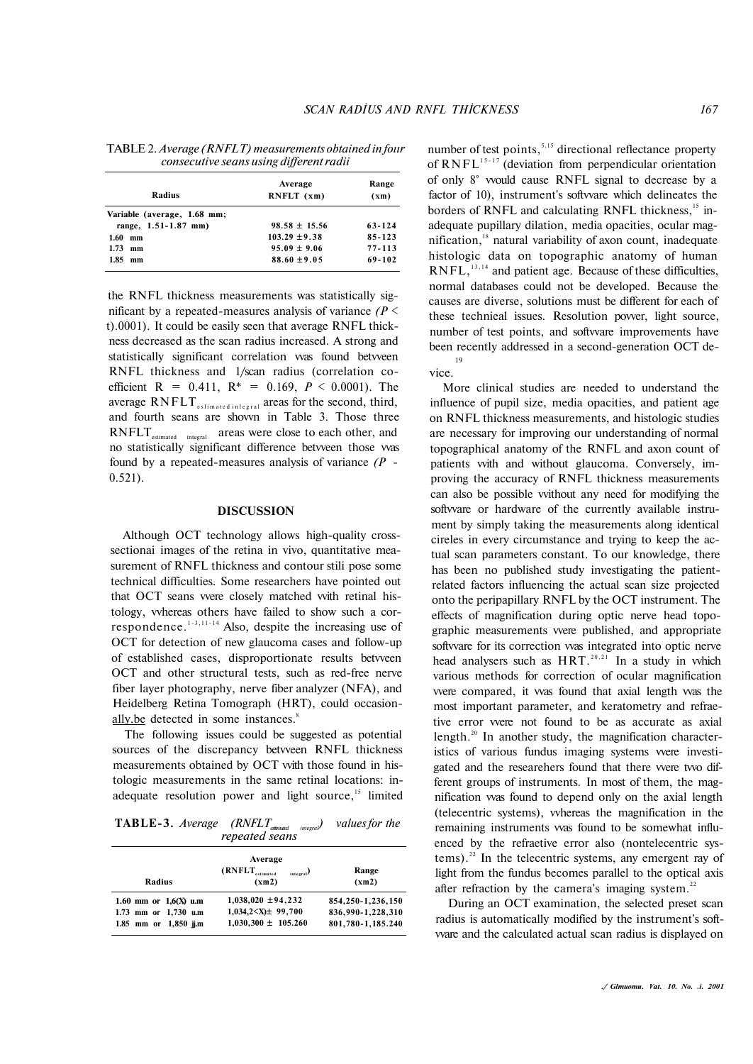TABLE 2. *Average (RNFLT) measurements obtained in four consecutive seans using different radii*

| Radius | Average RNFLT (xm) | Range (xm) |
|---|---|---|
| Variable (average, 1.68 mm; range, 1.51-1.87 mm) | 98.58 ± 15.56 | 63-124 |
| 1.60 mm | 103.29 ±9.38 | 85-123 |
| 1.73 mm | 95.09 ± 9.06 | 77-113 |
| 1.85 mm | 88.60 ±9.05 | 69-102 |

the RNFL thickness measurements was statistically significant by a repeated-measures analysis of variance *(P <* t).0001). It could be easily seen that average RNFL thickness decreased as the scan radius increased. A strong and statistically significant correlation vvas found betvveen RNFL thickness and 1/scan radius (correlation coefficient R = 0.411, R* = 0.169, *P* < 0.0001). The average $RNFLT_{eslimated\ integral}$ areas for the second, third, and fourth seans are shovvn in Table 3. Those three $RNFLT_{estimated\ integral}$ areas were close to each other, and no statistically significant difference betvveen those vvas found by a repeated-measures analysis of variance *(P* - 0.521).

## DISCUSSION

Although OCT technology allows high-quality cross-sectionai images of the retina in vivo, quantitative measurement of RNFL thickness and contour stili pose some technical difficulties. Some researchers have pointed out that OCT seans vvere closely matched vvith retinal histology, vvhereas others have failed to show such a correspondence.[1-3,11-14] Also, despite the increasing use of OCT for detection of new glaucoma cases and follow-up of established cases, disproportionate results betvveen OCT and other structural tests, such as red-free nerve fiber layer photography, nerve fiber analyzer (NFA), and Heidelberg Retina Tomograph (HRT), could occasionally.be detected in some instances.[8]

The following issues could be suggested as potential sources of the discrepancy betvveen RNFL thickness measurements obtained by OCT vvith those found in histologic measurements in the same retinal locations: inadequate resolution power and light source,[15] limited number of test points,[5,15] directional reflectance property of RNFL[15-17] (deviation from perpendicular orientation of only 8° vvould cause RNFL signal to decrease by a factor of 10), instrument's softvvare which delineates the borders of RNFL and calculating RNFL thickness,[15] inadequate pupillary dilation, media opacities, ocular magnification,[18] natural variability of axon count, inadequate histologic data on topographic anatomy of human RNFL,[13,14] and patient age. Because of these difficulties, normal databases could not be developed. Because the causes are diverse, solutions must be different for each of these technieal issues. Resolution povver, light source, number of test points, and softvvare improvements have been recently addressed in a second-generation OCT device.[19]

More clinical studies are needed to understand the influence of pupil size, media opacities, and patient age on RNFL thickness measurements, and histologic studies are necessary for improving our understanding of normal topographical anatomy of the RNFL and axon count of patients vvith and without glaucoma. Conversely, improving the accuracy of RNFL thickness measurements can also be possible vvithout any need for modifying the softvvare or hardware of the currently available instrument by simply taking the measurements along identical cireles in every circumstance and trying to keep the actual scan parameters constant. To our knowledge, there has been no published study investigating the patient-related factors influencing the actual scan size projected onto the peripapillary RNFL by the OCT instrument. The effects of magnification during optic nerve head topographic measurements vvere published, and appropriate softvvare for its correction vvas integrated into optic nerve head analysers such as HRT.[20,21] In a study in vvhich various methods for correction of ocular magnification vvere compared, it vvas found that axial length vvas the most important parameter, and keratometry and refraetive error vvere not found to be as accurate as axial length.[20] In another study, the magnification characteristics of various fundus imaging systems vvere investigated and the researehers found that there vvere two different groups of instruments. In most of them, the magnification vvas found to depend only on the axial length (telecentric systems), vvhereas the magnification in the remaining instruments vvas found to be somewhat influenced by the refraetive error also (nontelecentric systems).[22] In the telecentric systems, any emergent ray of light from the fundus becomes parallel to the optical axis after refraction by the camera's imaging system.[22]

During an OCT examination, the selected preset scan radius is automatically modified by the instrument's softvvare and the calculated actual scan radius is displayed on

**TABLE-3.** *Average* $(RNFLT_{estimated\ integral})$ *values for the repeated seans*

| Radius | Average $(RNFLT_{estimated\ integral})$ (xm2) | Range (xm2) |
|---|---|---|
| 1.60 mm or 1,6(X) u.m | 1,038,020 ±94,232 | 854,250-1,236,150 |
| 1.73 mm or 1,730 u.m | 1,034,2<X)± 99,700 | 836,990-1,228,310 |
| 1.85 mm or 1,850 jj.m | 1,030,300 ± 105.260 | 801,780-1,185.240 |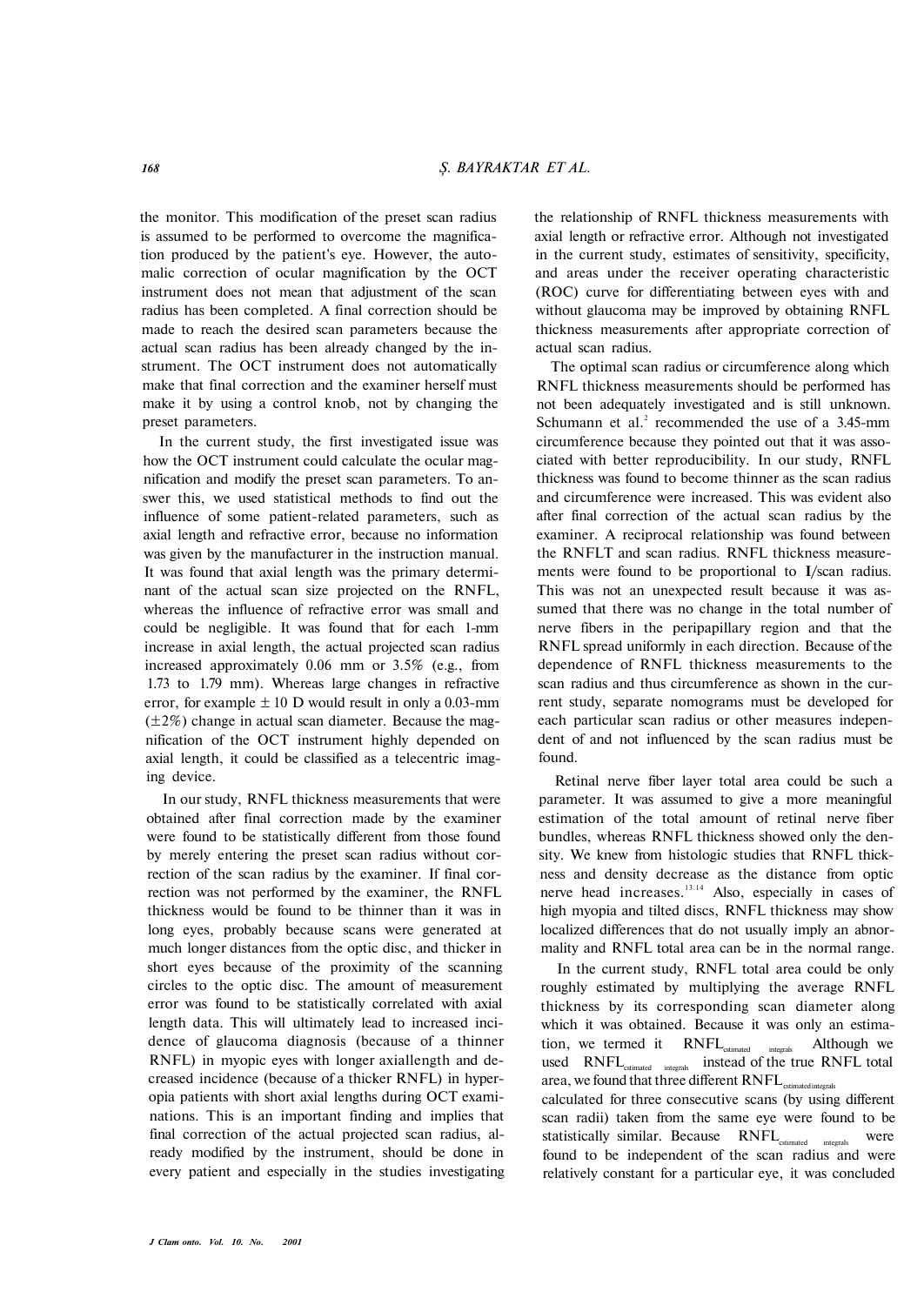the monitor. This modification of the preset scan radius is assumed to be performed to overcome the magnification produced by the patient's eye. However, the automatic correction of ocular magnification by the OCT instrument does not mean that adjustment of the scan radius has been completed. A final correction should be made to reach the desired scan parameters because the actual scan radius has been already changed by the instrument. The OCT instrument does not automatically make that final correction and the examiner herself must make it by using a control knob, not by changing the preset parameters.

In the current study, the first investigated issue was how the OCT instrument could calculate the ocular magnification and modify the preset scan parameters. To answer this, we used statistical methods to find out the influence of some patient-related parameters, such as axial length and refractive error, because no information was given by the manufacturer in the instruction manual. It was found that axial length was the primary determinant of the actual scan size projected on the RNFL, whereas the influence of refractive error was small and could be negligible. It was found that for each 1-mm increase in axial length, the actual projected scan radius increased approximately 0.06 mm or 3.5% (e.g., from 1.73 to 1.79 mm). Whereas large changes in refractive error, for example ± 10 D would result in only a 0.03-mm (±2%) change in actual scan diameter. Because the magnification of the OCT instrument highly depended on axial length, it could be classified as a telecentric imaging device.

In our study, RNFL thickness measurements that were obtained after final correction made by the examiner were found to be statistically different from those found by merely entering the preset scan radius without correction of the scan radius by the examiner. If final correction was not performed by the examiner, the RNFL thickness would be found to be thinner than it was in long eyes, probably because scans were generated at much longer distances from the optic disc, and thicker in short eyes because of the proximity of the scanning circles to the optic disc. The amount of measurement error was found to be statistically correlated with axial length data. This will ultimately lead to increased incidence of glaucoma diagnosis (because of a thinner RNFL) in myopic eyes with longer axiallength and decreased incidence (because of a thicker RNFL) in hyperopia patients with short axial lengths during OCT examinations. This is an important finding and implies that final correction of the actual projected scan radius, already modified by the instrument, should be done in every patient and especially in the studies investigating the relationship of RNFL thickness measurements with axial length or refractive error. Although not investigated in the current study, estimates of sensitivity, specificity, and areas under the receiver operating characteristic (ROC) curve for differentiating between eyes with and without glaucoma may be improved by obtaining RNFL thickness measurements after appropriate correction of actual scan radius.

The optimal scan radius or circumference along which RNFL thickness measurements should be performed has not been adequately investigated and is still unknown. Schumann et al.[2] recommended the use of a 3.45-mm circumference because they pointed out that it was associated with better reproducibility. In our study, RNFL thickness was found to become thinner as the scan radius and circumference were increased. This was evident also after final correction of the actual scan radius by the examiner. A reciprocal relationship was found between the RNFLT and scan radius. RNFL thickness measurements were found to be proportional to I/scan radius. This was not an unexpected result because it was assumed that there was no change in the total number of nerve fibers in the peripapillary region and that the RNFL spread uniformly in each direction. Because of the dependence of RNFL thickness measurements to the scan radius and thus circumference as shown in the current study, separate nomograms must be developed for each particular scan radius or other measures independent of and not influenced by the scan radius must be found.

Retinal nerve fiber layer total area could be such a parameter. It was assumed to give a more meaningful estimation of the total amount of retinal nerve fiber bundles, whereas RNFL thickness showed only the density. We knew from histologic studies that RNFL thickness and density decrease as the distance from optic nerve head increases.[13,14] Also, especially in cases of high myopia and tilted discs, RNFL thickness may show localized differences that do not usually imply an abnormality and RNFL total area can be in the normal range.

In the current study, RNFL total area could be only roughly estimated by multiplying the average RNFL thickness by its corresponding scan diameter along which it was obtained. Because it was only an estimation, we termed it $RNFL_{estimated\ integrals}$ Although we used $RNFL_{estimated\ integrals}$ instead of the true RNFL total area, we found that three different $RNFL_{estimated\ integrals}$ calculated for three consecutive scans (by using different scan radii) taken from the same eye were found to be statistically similar. Because $RNFL_{estimated\ integrals}$ were found to be independent of the scan radius and were relatively constant for a particular eye, it was concluded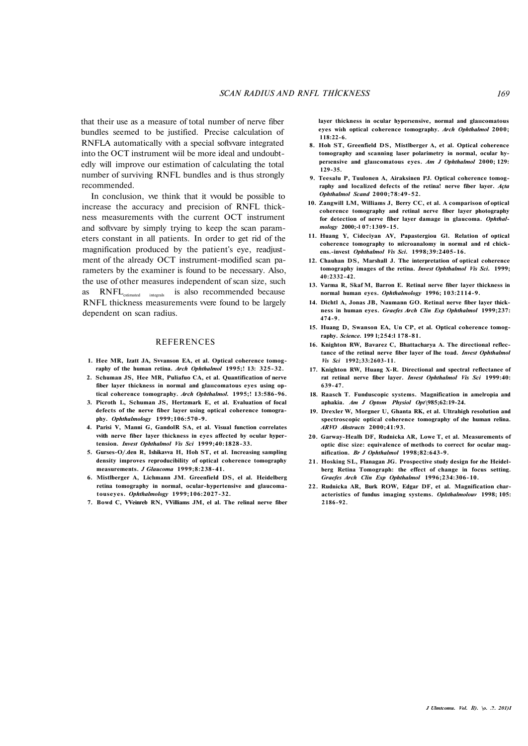that their use as a measure of total number of nerve fiber bundles seemed to be justified. Precise calculation of RNFLA automatically with a special software integrated into the OCT instrument will be more ideal and undoubtedly will improve our estimation of calculating the total number of surviving RNFL bundles and is thus strongly recommended.

In conclusion, we think that it would be possible to increase the accuracy and precision of RNFL thickness measurements with the current OCT instrument and software by simply trying to keep the scan parameters constant in all patients. In order to get rid of the magnification produced by the patient's eye, readjustment of the already OCT instrument-modified scan parameters by the examiner is found to be necessary. Also, the use of other measures independent of scan size, such as $RNFL_{estimated\ integrals}$ is also recommended because RNFL thickness measurements were found to be largely dependent on scan radius.

## REFERENCES

1. Hee MR, Izatt JA, Swanson EA, et al. Optical coherence tomography of the human retina. *Arch Ophthalmol* 1995;113: 325-32.
2. Schuman JS, Hee MR, Puliafito CA, et al. Quantification of nerve fiber layer thickness in normal and glaucomatous eyes using optical coherence tomography. *Arch Ophthalmol.* 1995;113:586-96.
3. Picroth L, Schuman JS, Hertzmark E, et al. Evaluation of focal defects of the nerve fiber layer using optical coherence tomography. *Ophthalmology* 1999;106:570-9.
4. Parisi V, Manni G, GandolR SA, et al. Visual function correlates with nerve fiber layer thickness in eyes affected by ocular hypertension. *Invest Ophthalmol Vis Sci* 1999;40:1828-33.
5. Gurses-O/.den R, Ishikawa H, Hoh ST, et al. Increasing sampling density improves reproducibility of optical coherence tomography measurements. *J Glaucoma* 1999;8:238-41.
6. Mistlberger A, Lichmann JM. Greenfield DS, el al. Heidelberg retina tomography in normal, ocular-hypertensive and glaucomatous eyes. *Ophthalmology* 1999;106:2027-32.
7. Bowd C, Weinreb RN, Williams JM, el al. The relinal nerve fiber layer thickness in ocular hypertensive, normal and glaucomatous eyes with optical coherence tomography. *Arch Ophthalmol* 2000; 118:22-6.
8. Hoh ST, Greenfield DS, Mistlberger A, et al. Optical coherence tomography and scanning laser polarimetry in normal, ocular hypertensive and glaucomatous eyes. *Am J Ophthalmol* 2000; 129: 129-35.
9. Teesalu P, Tuulonen A, Airaksinen PJ. Optical coherence tomography and localized defects of the retina! nerve fiber layer. *Açta Ophthalmol Scand* 2000;78:49-52.
10. Zangwill LM, Williams J, Berry CC, et al. A comparison of optical coherence tomography and retinal nerve fiber layer photography for detection of nerve fiber layer damage in glaucoma. *Ophthalmology* 2000;-l 07:1309-15.
11. Huang Y, Cideciyan AV, Papastergiou Gl. Relation of optical coherence tomography to mîcroanalomy in normal and rd chickens.-invest *Ophthalmol Vis Sci.* 1998;39:2405-16.
12. Chauhan DS, Marshall J. The interpretation of optical coherence tomography images of the retina. *Invest Ophthalmol Vis Sci.* 1999; 40:2332-42.
13. Varma R, Skaf M, Barron E. Retinal nerve fiber layer thickness in normal human eyes. *Ophthalmology* 1996; 103:2114-9.
14. Dichtl A, Jonas JB, Naumann GO. Retinal nerve fiber layer thickness in human eyes. *Graefes Arch Clin Exp Ophthalmol* 1999;237: 474-9.
15. Huang D, Swanson EA, Un CP, et al. Optical coherence tomography. *Science.* 199 l;254:l 178-81.
16. Knighton RW, Bavarez C, Bhattacharya A. The directional reflectance of the retinal nerve fiber layer of Ihe toad. *Invest Ophthalmol Vis Sci* 1992;33:2603-11.
17. Knighton RW, Huang X-R. Directional and spectral reflectanee of rat retinal nerve fiber layer. *Invest Ophthalmol Vis Sci* 1999:40: 639-47.
18. Raasch T. Funduscopic systems. Magnification in amelropia and aphakia. *Am J Optom Physiol Opt*\985;62:19-24.
19. Drexler W, Morgner U, Ghanta RK, et al. Ultrahigh resolution and spectroscopic optical coherence tomography of ıhe human relina. *ARVO Ahstracts* 2000;41:93.
20. Garway-Healh DF, Rudnicka AR, Lowe T, et al. Measurements of optic disc size: equivalence of methods to correct for ocular magnification. *Br J Ophthalmol* 1998;82:643-9.
21. Hosking SL, Flanagan JG. Prospective study design for ıhe Heidelberg Retina Tomograph: the effect of change in focus setting. *Graefes Arch Clin Exp Ophthalmol* 1996;234:306-10.
22. Rudnicka AR, Burk ROW, Edgar DF, et al. Magnification characteristics of fundus imaging systems. *Oplıthalmolouv* 1998; 105: 2186-92.